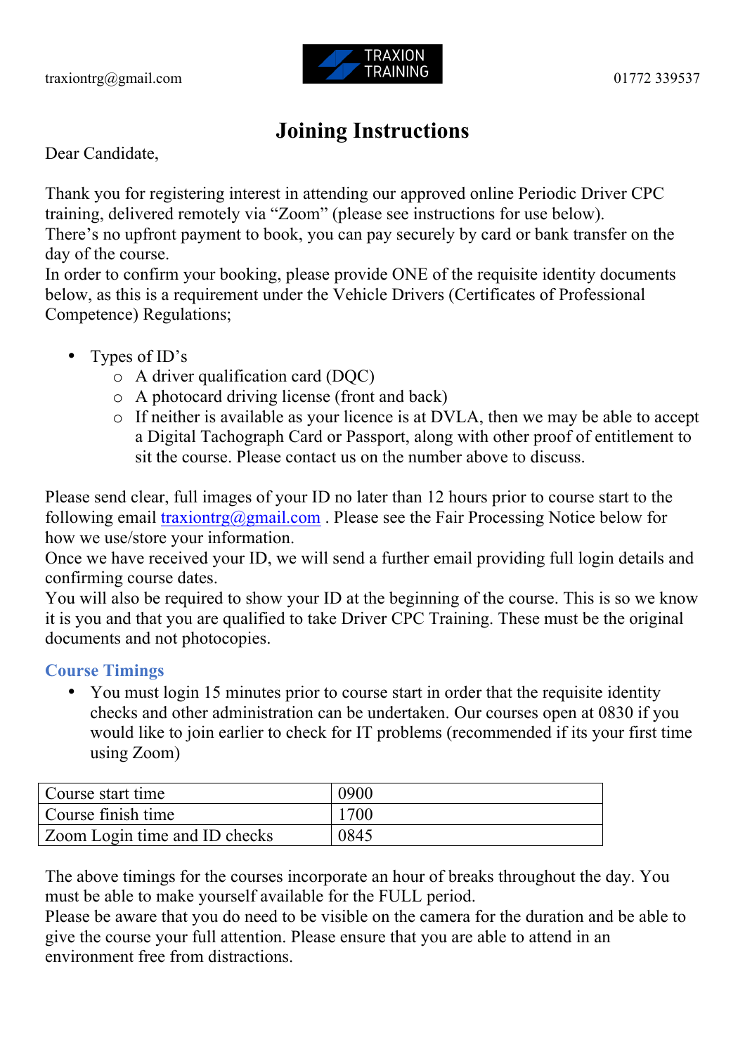traxiontrg@gmail.com

TRAXION TRAINING

01772 339537

# Joining Instructions

Dear Candidate,

Thank you for registering interest in attending our approved online Periodic Driver CPC training, delivered remotely via "Zoom" (please see instructions for use below).
There's no upfront payment to book, you can pay securely by card or bank transfer on the day of the course.
In order to confirm your booking, please provide ONE of the requisite identity documents below, as this is a requirement under the Vehicle Drivers (Certificates of Professional Competence) Regulations;

- Types of ID's
  - A driver qualification card (DQC)
  - A photocard driving license (front and back)
  - If neither is available as your licence is at DVLA, then we may be able to accept a Digital Tachograph Card or Passport, along with other proof of entitlement to sit the course. Please contact us on the number above to discuss.

Please send clear, full images of your ID no later than 12 hours prior to course start to the following email traxiontrg@gmail.com . Please see the Fair Processing Notice below for how we use/store your information.
Once we have received your ID, we will send a further email providing full login details and confirming course dates.
You will also be required to show your ID at the beginning of the course. This is so we know it is you and that you are qualified to take Driver CPC Training. These must be the original documents and not photocopies.

## Course Timings

- You must login 15 minutes prior to course start in order that the requisite identity checks and other administration can be undertaken. Our courses open at 0830 if you would like to join earlier to check for IT problems (recommended if its your first time using Zoom)

| Course start time | 0900 |
|---|---|
| Course finish time | 1700 |
| Zoom Login time and ID checks | 0845 |

The above timings for the courses incorporate an hour of breaks throughout the day. You must be able to make yourself available for the FULL period.
Please be aware that you do need to be visible on the camera for the duration and be able to give the course your full attention. Please ensure that you are able to attend in an environment free from distractions.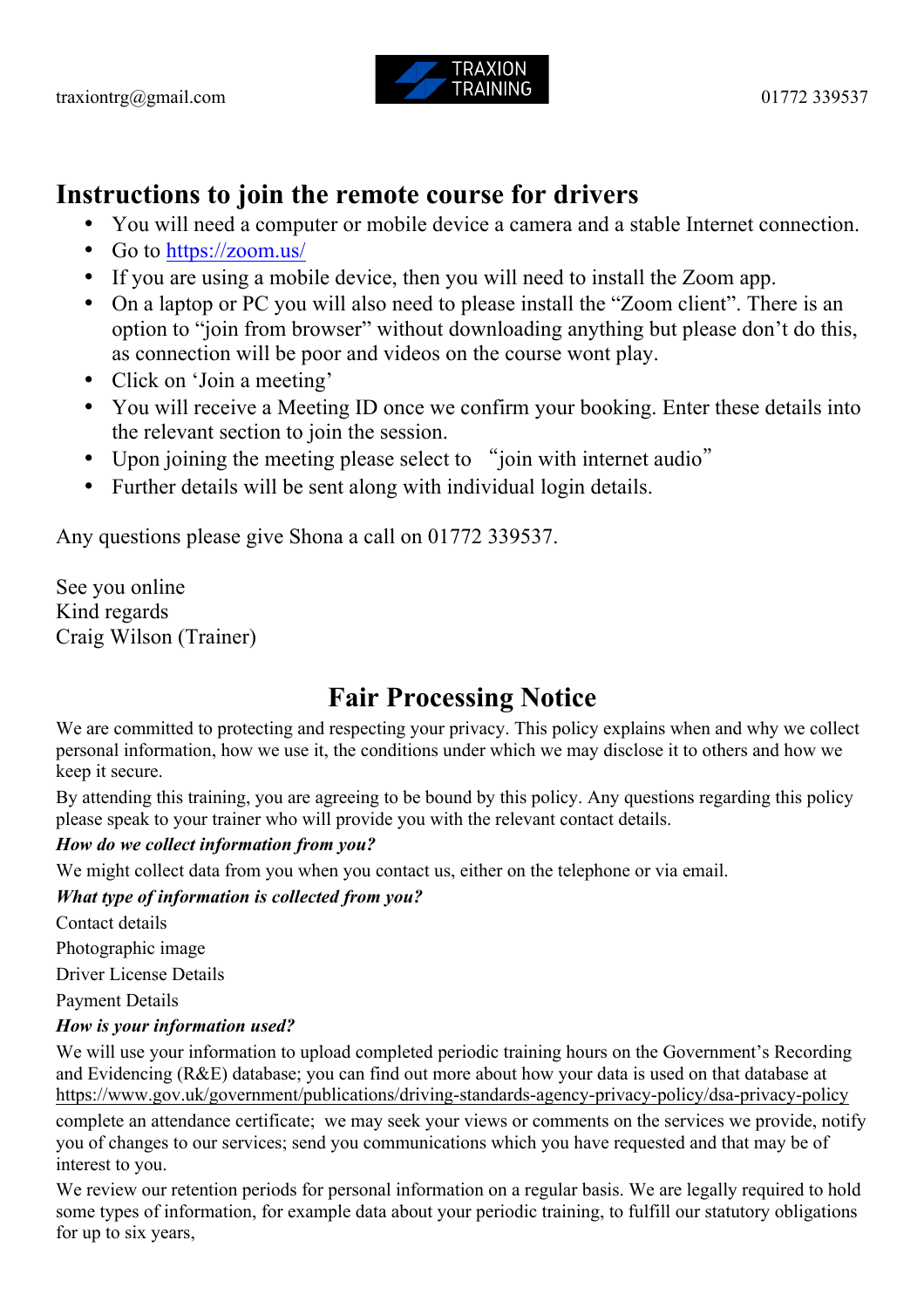traxiontrg@gmail.com

TRAXION TRAINING

01772 339537

# Instructions to join the remote course for drivers

- You will need a computer or mobile device a camera and a stable Internet connection.
- Go to https://zoom.us/
- If you are using a mobile device, then you will need to install the Zoom app.
- On a laptop or PC you will also need to please install the "Zoom client". There is an option to "join from browser" without downloading anything but please don't do this, as connection will be poor and videos on the course wont play.
- Click on 'Join a meeting'
- You will receive a Meeting ID once we confirm your booking. Enter these details into the relevant section to join the session.
- Upon joining the meeting please select to "join with internet audio"
- Further details will be sent along with individual login details.

Any questions please give Shona a call on 01772 339537.

See you online
Kind regards
Craig Wilson (Trainer)

# Fair Processing Notice

We are committed to protecting and respecting your privacy. This policy explains when and why we collect personal information, how we use it, the conditions under which we may disclose it to others and how we keep it secure.

By attending this training, you are agreeing to be bound by this policy. Any questions regarding this policy please speak to your trainer who will provide you with the relevant contact details.

***How do we collect information from you?***

We might collect data from you when you contact us, either on the telephone or via email.

***What type of information is collected from you?***

Contact details

Photographic image

Driver License Details

Payment Details

***How is your information used?***

We will use your information to upload completed periodic training hours on the Government's Recording and Evidencing (R&E) database; you can find out more about how your data is used on that database at https://www.gov.uk/government/publications/driving-standards-agency-privacy-policy/dsa-privacy-policy complete an attendance certificate; we may seek your views or comments on the services we provide, notify you of changes to our services; send you communications which you have requested and that may be of interest to you.

We review our retention periods for personal information on a regular basis. We are legally required to hold some types of information, for example data about your periodic training, to fulfill our statutory obligations for up to six years,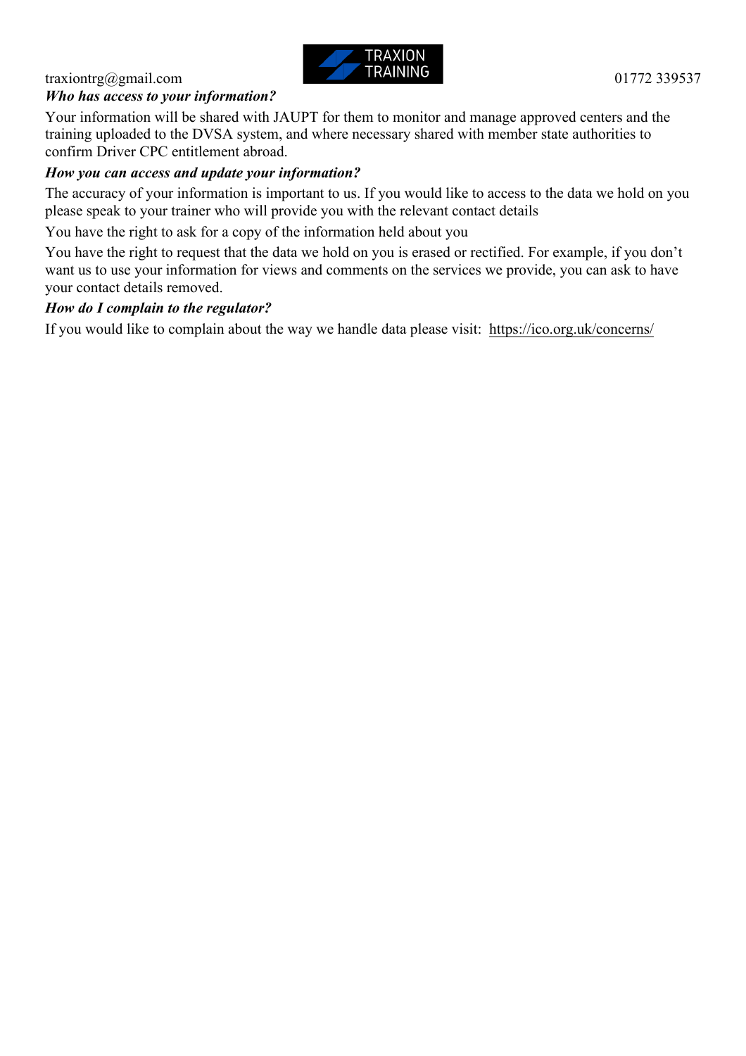***Who has access to your information?***

Your information will be shared with JAUPT for them to monitor and manage approved centers and the training uploaded to the DVSA system, and where necessary shared with member state authorities to confirm Driver CPC entitlement abroad.

***How you can access and update your information?***

The accuracy of your information is important to us. If you would like to access to the data we hold on you please speak to your trainer who will provide you with the relevant contact details

You have the right to ask for a copy of the information held about you

You have the right to request that the data we hold on you is erased or rectified. For example, if you don't want us to use your information for views and comments on the services we provide, you can ask to have your contact details removed.

***How do I complain to the regulator?***

If you would like to complain about the way we handle data please visit: https://ico.org.uk/concerns/